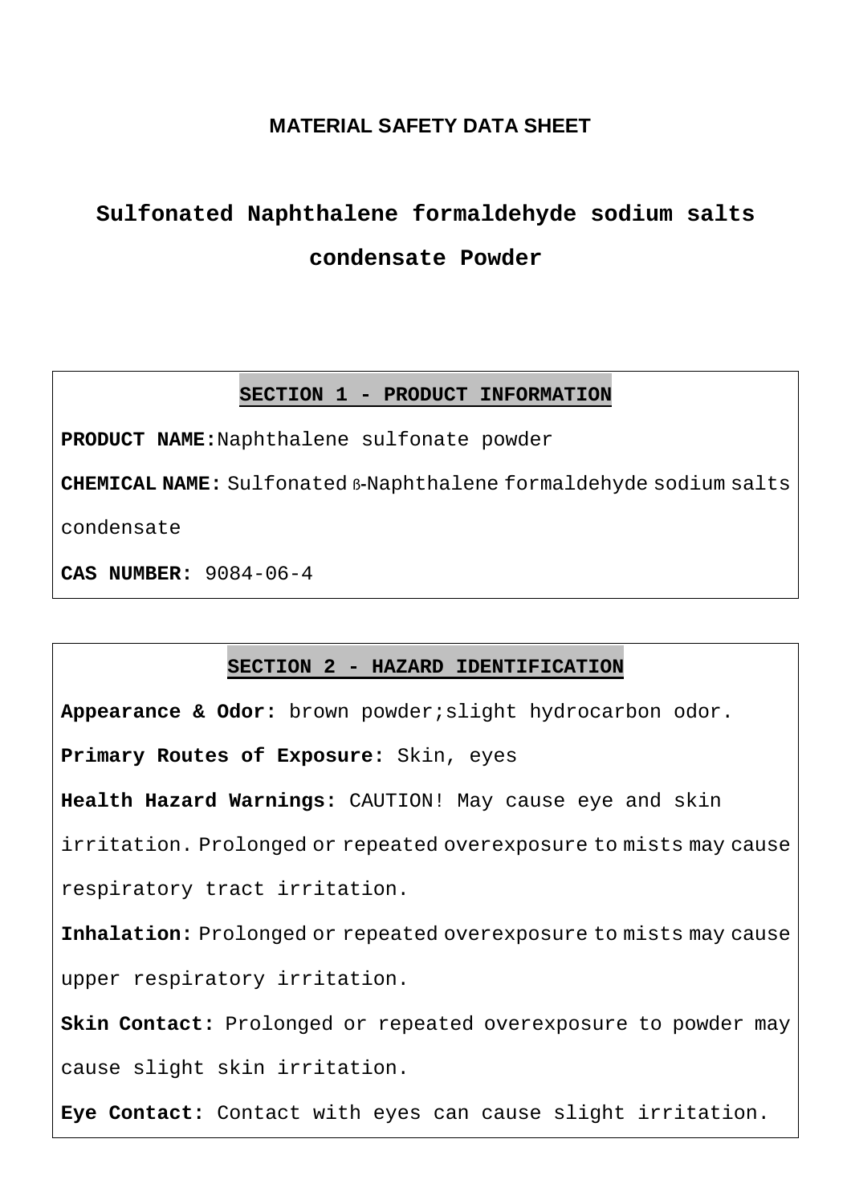**MATERIAL SAFETY DATA SHEET**

# Sulfonated Naphthalene formaldehyde sodium salts condensate Powder

## SECTION 1 - PRODUCT INFORMATION

**PRODUCT NAME:** Naphthalene sulfonate powder

**CHEMICAL NAME:** Sulfonated β-Naphthalene formaldehyde sodium salts condensate

**CAS NUMBER:** 9084-06-4

## SECTION 2 - HAZARD IDENTIFICATION

**Appearance & Odor:** brown powder;slight hydrocarbon odor.

**Primary Routes of Exposure:** Skin, eyes

**Health Hazard Warnings:** CAUTION! May cause eye and skin irritation. Prolonged or repeated overexposure to mists may cause respiratory tract irritation.

**Inhalation:** Prolonged or repeated overexposure to mists may cause upper respiratory irritation.

**Skin Contact:** Prolonged or repeated overexposure to powder may cause slight skin irritation.

**Eye Contact:** Contact with eyes can cause slight irritation.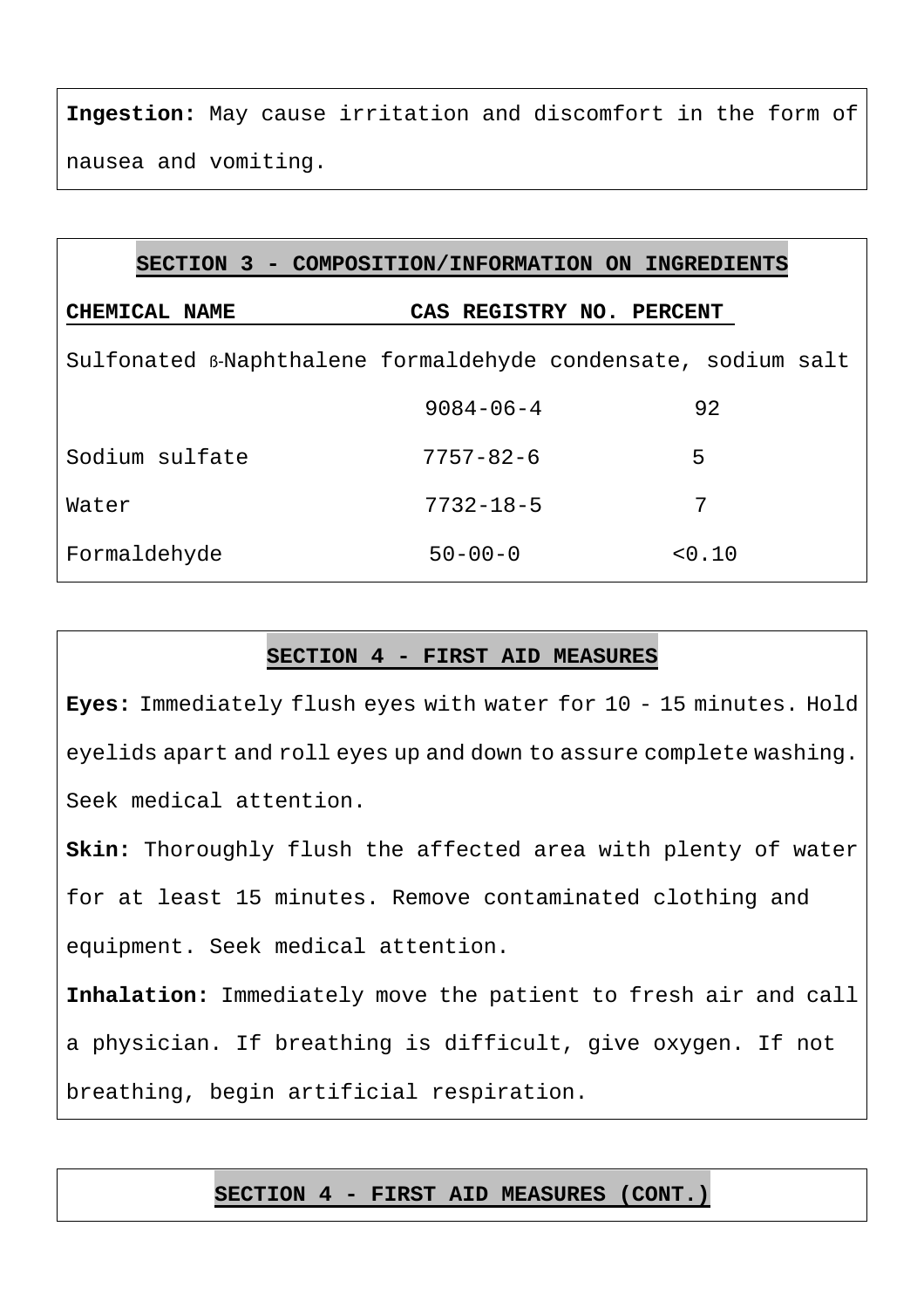**Ingestion:** May cause irritation and discomfort in the form of nausea and vomiting.

## SECTION 3 - COMPOSITION/INFORMATION ON INGREDIENTS

| CHEMICAL NAME | CAS REGISTRY NO. | PERCENT |
|---|---|---|
| Sulfonated ß-Naphthalene formaldehyde condensate, sodium salt | 9084-06-4 | 92 |
| Sodium sulfate | 7757-82-6 | 5 |
| Water | 7732-18-5 | 7 |
| Formaldehyde | 50-00-0 | <0.10 |

## SECTION 4 - FIRST AID MEASURES

**Eyes:** Immediately flush eyes with water for 10 - 15 minutes. Hold eyelids apart and roll eyes up and down to assure complete washing. Seek medical attention.

**Skin:** Thoroughly flush the affected area with plenty of water for at least 15 minutes. Remove contaminated clothing and equipment. Seek medical attention.

**Inhalation:** Immediately move the patient to fresh air and call a physician. If breathing is difficult, give oxygen. If not breathing, begin artificial respiration.

## SECTION 4 - FIRST AID MEASURES (CONT.)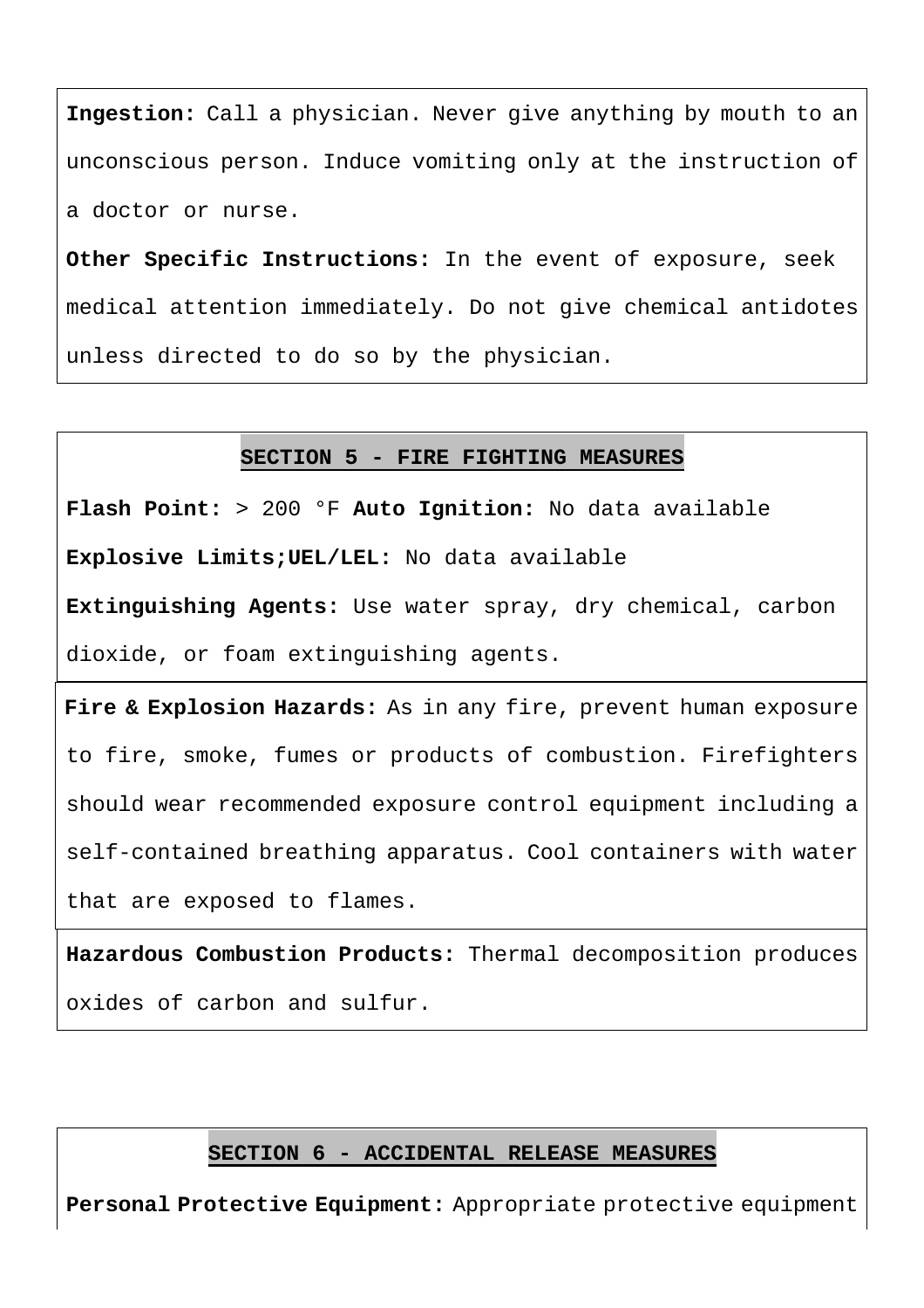**Ingestion:** Call a physician. Never give anything by mouth to an unconscious person. Induce vomiting only at the instruction of a doctor or nurse.

**Other Specific Instructions:** In the event of exposure, seek medical attention immediately. Do not give chemical antidotes unless directed to do so by the physician.

## SECTION 5 - FIRE FIGHTING MEASURES

**Flash Point:** > 200 °F **Auto Ignition:** No data available

**Explosive Limits;UEL/LEL:** No data available

**Extinguishing Agents:** Use water spray, dry chemical, carbon dioxide, or foam extinguishing agents.

**Fire & Explosion Hazards:** As in any fire, prevent human exposure to fire, smoke, fumes or products of combustion. Firefighters should wear recommended exposure control equipment including a self-contained breathing apparatus. Cool containers with water that are exposed to flames.

**Hazardous Combustion Products:** Thermal decomposition produces oxides of carbon and sulfur.

## SECTION 6 - ACCIDENTAL RELEASE MEASURES

**Personal Protective Equipment:** Appropriate protective equipment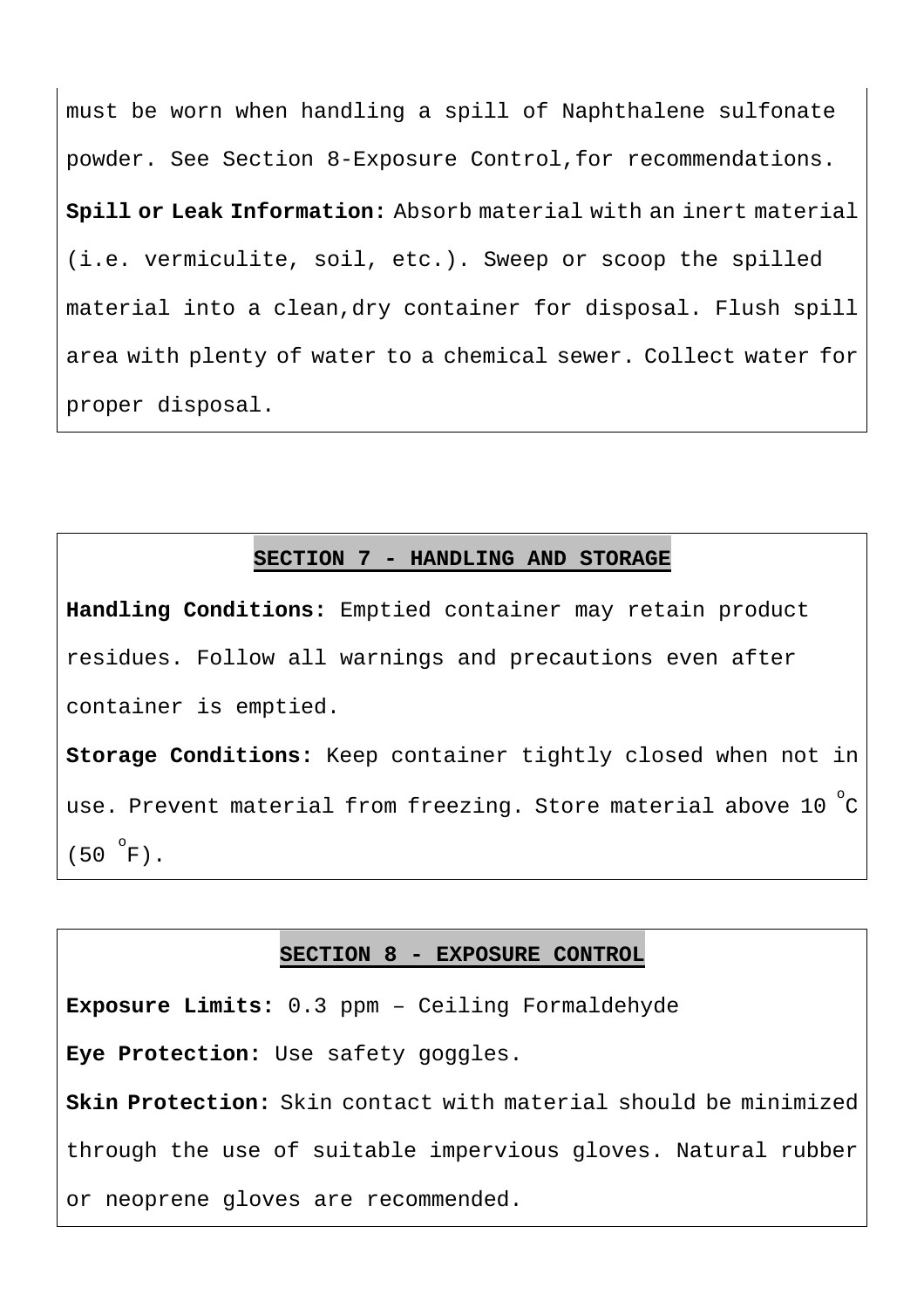must be worn when handling a spill of Naphthalene sulfonate powder. See Section 8-Exposure Control,for recommendations.

**Spill or Leak Information:** Absorb material with an inert material (i.e. vermiculite, soil, etc.). Sweep or scoop the spilled material into a clean,dry container for disposal. Flush spill area with plenty of water to a chemical sewer. Collect water for proper disposal.

## SECTION 7 - HANDLING AND STORAGE

**Handling Conditions:** Emptied container may retain product residues. Follow all warnings and precautions even after container is emptied.

**Storage Conditions:** Keep container tightly closed when not in use. Prevent material from freezing. Store material above 10 $^{o}$C (50 $^{o}$F).

## SECTION 8 - EXPOSURE CONTROL

**Exposure Limits:** 0.3 ppm – Ceiling Formaldehyde

**Eye Protection:** Use safety goggles.

**Skin Protection:** Skin contact with material should be minimized through the use of suitable impervious gloves. Natural rubber or neoprene gloves are recommended.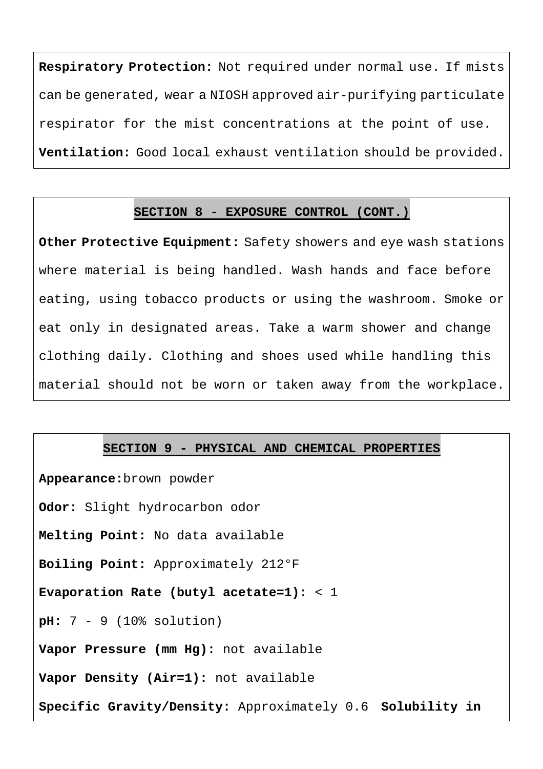**Respiratory Protection:** Not required under normal use. If mists can be generated, wear a NIOSH approved air-purifying particulate respirator for the mist concentrations at the point of use.

**Ventilation:** Good local exhaust ventilation should be provided.

## SECTION 8 - EXPOSURE CONTROL (CONT.)

**Other Protective Equipment:** Safety showers and eye wash stations where material is being handled. Wash hands and face before eating, using tobacco products or using the washroom. Smoke or eat only in designated areas. Take a warm shower and change clothing daily. Clothing and shoes used while handling this material should not be worn or taken away from the workplace.

## SECTION 9 - PHYSICAL AND CHEMICAL PROPERTIES

**Appearance:**brown powder

**Odor:** Slight hydrocarbon odor

**Melting Point:** No data available

**Boiling Point:** Approximately 212°F

**Evaporation Rate (butyl acetate=1):** < 1

**pH:** 7 - 9 (10% solution)

**Vapor Pressure (mm Hg):** not available

**Vapor Density (Air=1):** not available

**Specific Gravity/Density:** Approximately 0.6 **Solubility in**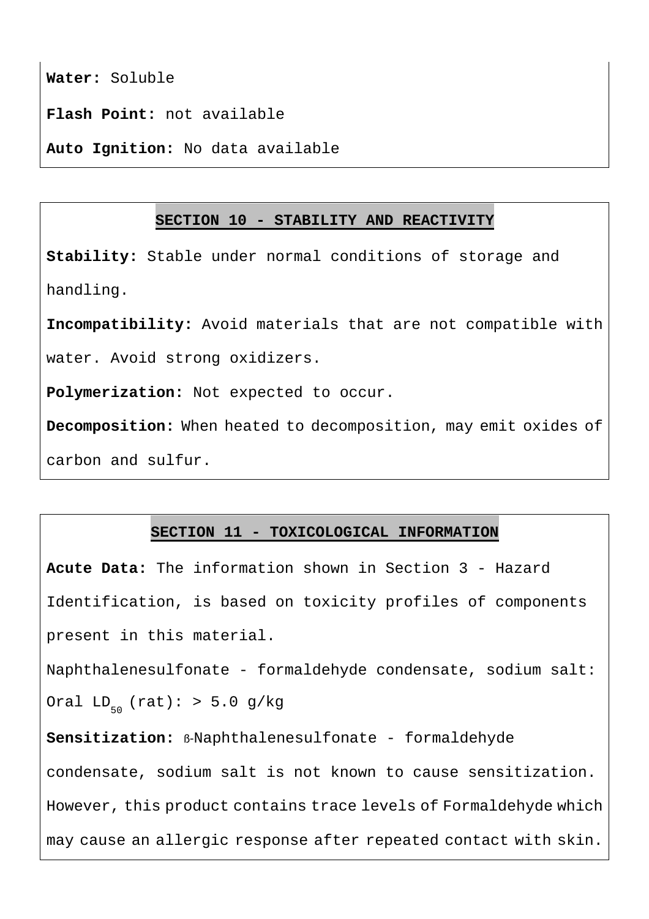**Water:** Soluble

**Flash Point:** not available

**Auto Ignition:** No data available

## SECTION 10 - STABILITY AND REACTIVITY

**Stability:** Stable under normal conditions of storage and handling.

**Incompatibility:** Avoid materials that are not compatible with water. Avoid strong oxidizers.

**Polymerization:** Not expected to occur.

**Decomposition:** When heated to decomposition, may emit oxides of carbon and sulfur.

## SECTION 11 - TOXICOLOGICAL INFORMATION

**Acute Data:** The information shown in Section 3 - Hazard Identification, is based on toxicity profiles of components present in this material.

Naphthalenesulfonate - formaldehyde condensate, sodium salt: Oral $LD_{50}$ (rat): > 5.0 g/kg

**Sensitization:** ß-Naphthalenesulfonate - formaldehyde condensate, sodium salt is not known to cause sensitization. However, this product contains trace levels of Formaldehyde which may cause an allergic response after repeated contact with skin.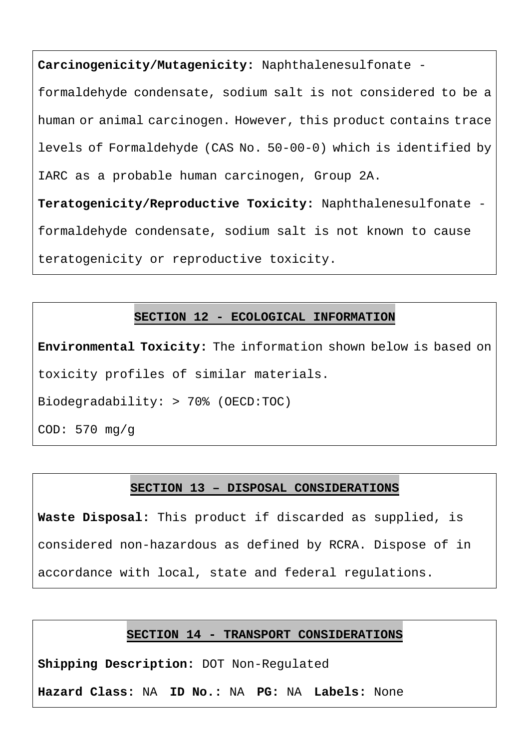**Carcinogenicity/Mutagenicity:** Naphthalenesulfonate - formaldehyde condensate, sodium salt is not considered to be a human or animal carcinogen. However, this product contains trace levels of Formaldehyde (CAS No. 50-00-0) which is identified by IARC as a probable human carcinogen, Group 2A.

**Teratogenicity/Reproductive Toxicity:** Naphthalenesulfonate - formaldehyde condensate, sodium salt is not known to cause teratogenicity or reproductive toxicity.

## SECTION 12 - ECOLOGICAL INFORMATION

**Environmental Toxicity:** The information shown below is based on toxicity profiles of similar materials.

Biodegradability: > 70% (OECD:TOC)

COD: 570 mg/g

## SECTION 13 – DISPOSAL CONSIDERATIONS

**Waste Disposal:** This product if discarded as supplied, is considered non-hazardous as defined by RCRA. Dispose of in accordance with local, state and federal regulations.

## SECTION 14 - TRANSPORT CONSIDERATIONS

**Shipping Description:** DOT Non-Regulated

**Hazard Class:** NA **ID No.:** NA **PG:** NA **Labels:** None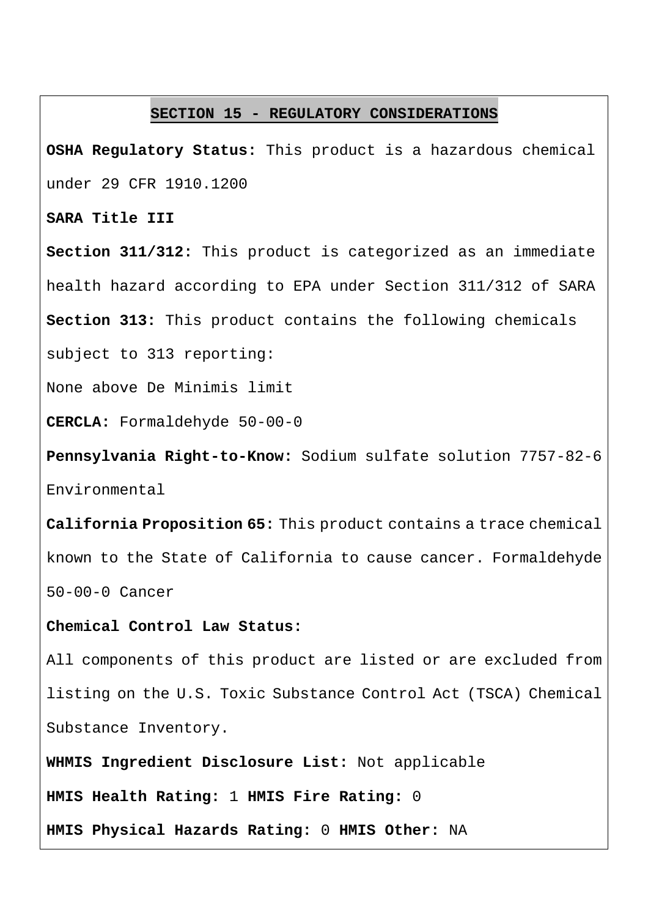## SECTION 15 - REGULATORY CONSIDERATIONS

**OSHA Regulatory Status:** This product is a hazardous chemical under 29 CFR 1910.1200

**SARA Title III**

**Section 311/312:** This product is categorized as an immediate health hazard according to EPA under Section 311/312 of SARA

**Section 313:** This product contains the following chemicals subject to 313 reporting:

None above De Minimis limit

**CERCLA:** Formaldehyde 50-00-0

**Pennsylvania Right-to-Know:** Sodium sulfate solution 7757-82-6 Environmental

**California Proposition 65:** This product contains a trace chemical known to the State of California to cause cancer. Formaldehyde 50-00-0 Cancer

**Chemical Control Law Status:**

All components of this product are listed or are excluded from listing on the U.S. Toxic Substance Control Act (TSCA) Chemical Substance Inventory.

**WHMIS Ingredient Disclosure List:** Not applicable

**HMIS Health Rating:** 1 **HMIS Fire Rating:** 0

**HMIS Physical Hazards Rating:** 0 **HMIS Other:** NA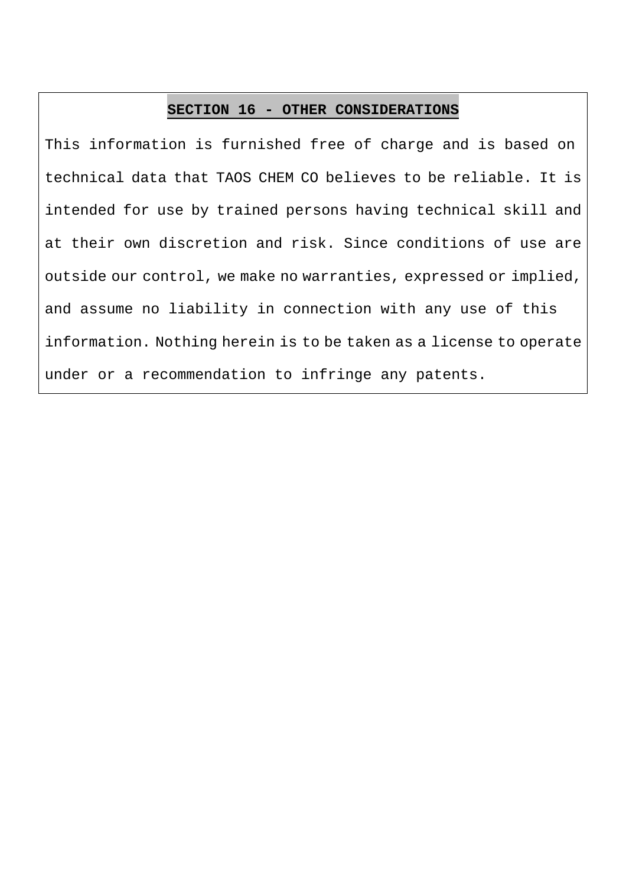## SECTION 16 - OTHER CONSIDERATIONS

This information is furnished free of charge and is based on technical data that TAOS CHEM CO believes to be reliable. It is intended for use by trained persons having technical skill and at their own discretion and risk. Since conditions of use are outside our control, we make no warranties, expressed or implied, and assume no liability in connection with any use of this information. Nothing herein is to be taken as a license to operate under or a recommendation to infringe any patents.